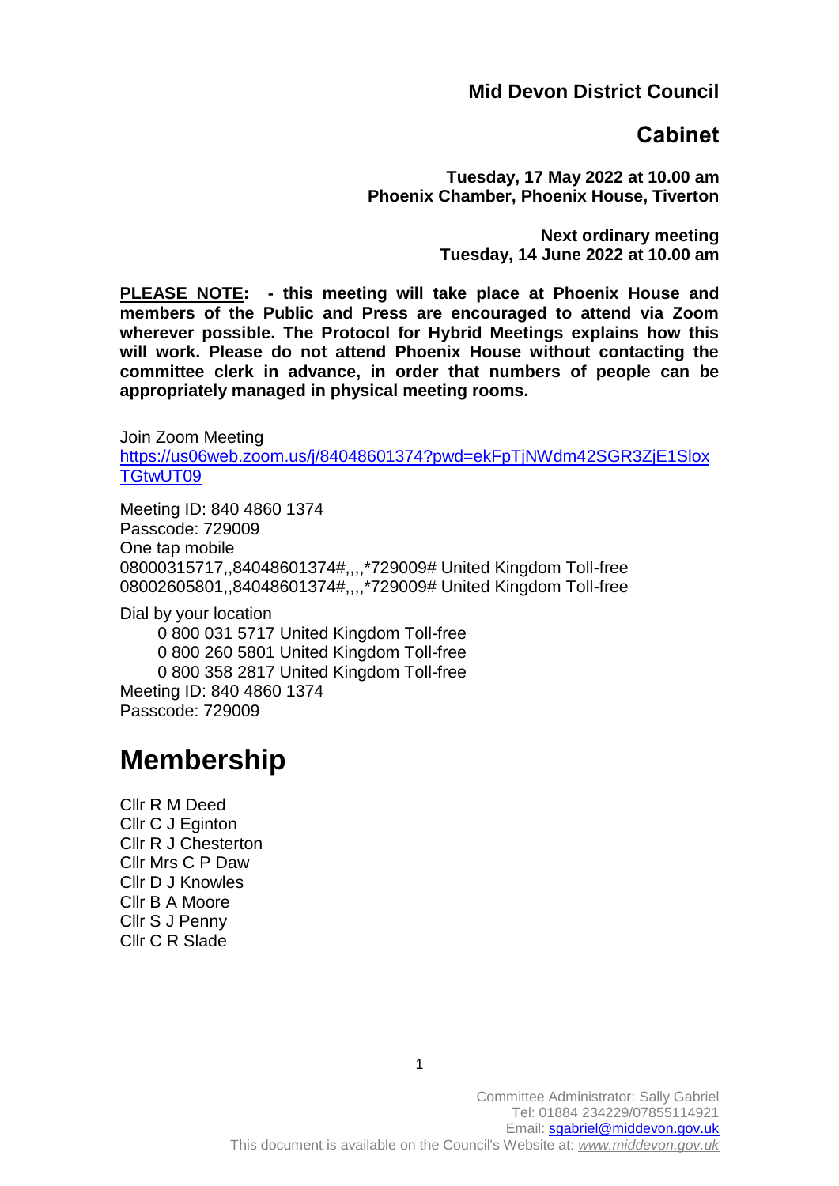**Mid Devon District Council**

## Cabinet

**Tuesday, 17 May 2022 at 10.00 am**
**Phoenix Chamber, Phoenix House, Tiverton**

**Next ordinary meeting**
**Tuesday, 14 June 2022 at 10.00 am**

**PLEASE NOTE: - this meeting will take place at Phoenix House and members of the Public and Press are encouraged to attend via Zoom wherever possible. The Protocol for Hybrid Meetings explains how this will work. Please do not attend Phoenix House without contacting the committee clerk in advance, in order that numbers of people can be appropriately managed in physical meeting rooms.**

Join Zoom Meeting
https://us06web.zoom.us/j/84048601374?pwd=ekFpTjNWdm42SGR3ZjE1SloxTGtwUT09

Meeting ID: 840 4860 1374
Passcode: 729009
One tap mobile
08000315717,,84048601374#,,,,*729009# United Kingdom Toll-free
08002605801,,84048601374#,,,,*729009# United Kingdom Toll-free

Dial by your location
0 800 031 5717 United Kingdom Toll-free
0 800 260 5801 United Kingdom Toll-free
0 800 358 2817 United Kingdom Toll-free
Meeting ID: 840 4860 1374
Passcode: 729009

# Membership

Cllr R M Deed
Cllr C J Eginton
Cllr R J Chesterton
Cllr Mrs C P Daw
Cllr D J Knowles
Cllr B A Moore
Cllr S J Penny
Cllr C R Slade

Committee Administrator: Sally Gabriel
Tel: 01884 234229/07855114921
Email: sgabriel@middevon.gov.uk
This document is available on the Council's Website at: *www.middevon.gov.uk*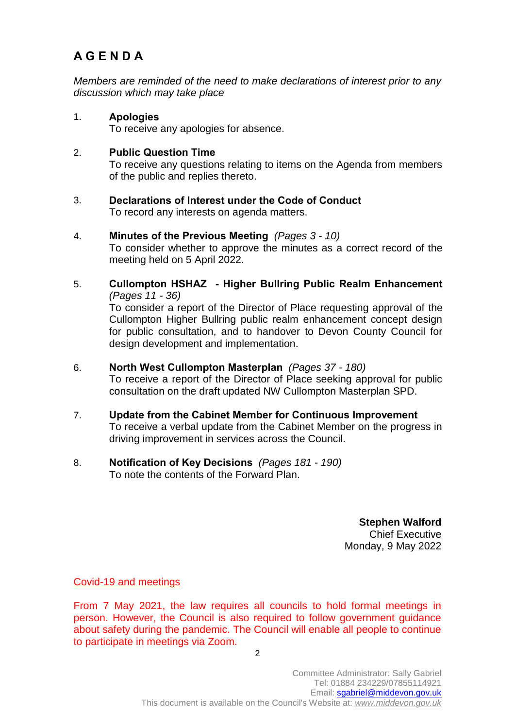# A G E N D A

*Members are reminded of the need to make declarations of interest prior to any discussion which may take place*

1. **Apologies**
   To receive any apologies for absence.

2. **Public Question Time**
   To receive any questions relating to items on the Agenda from members of the public and replies thereto.

3. **Declarations of Interest under the Code of Conduct**
   To record any interests on agenda matters.

4. **Minutes of the Previous Meeting** *(Pages 3 - 10)*
   To consider whether to approve the minutes as a correct record of the meeting held on 5 April 2022.

5. **Cullompton HSHAZ - Higher Bullring Public Realm Enhancement** *(Pages 11 - 36)*
   To consider a report of the Director of Place requesting approval of the Cullompton Higher Bullring public realm enhancement concept design for public consultation, and to handover to Devon County Council for design development and implementation.

6. **North West Cullompton Masterplan** *(Pages 37 - 180)*
   To receive a report of the Director of Place seeking approval for public consultation on the draft updated NW Cullompton Masterplan SPD.

7. **Update from the Cabinet Member for Continuous Improvement**
   To receive a verbal update from the Cabinet Member on the progress in driving improvement in services across the Council.

8. **Notification of Key Decisions** *(Pages 181 - 190)*
   To note the contents of the Forward Plan.

**Stephen Walford**
Chief Executive
Monday, 9 May 2022

Covid-19 and meetings

From 7 May 2021, the law requires all councils to hold formal meetings in person. However, the Council is also required to follow government guidance about safety during the pandemic. The Council will enable all people to continue to participate in meetings via Zoom.

Committee Administrator: Sally Gabriel
Tel: 01884 234229/07855114921
Email: sgabriel@middevon.gov.uk
This document is available on the Council's Website at: *www.middevon.gov.uk*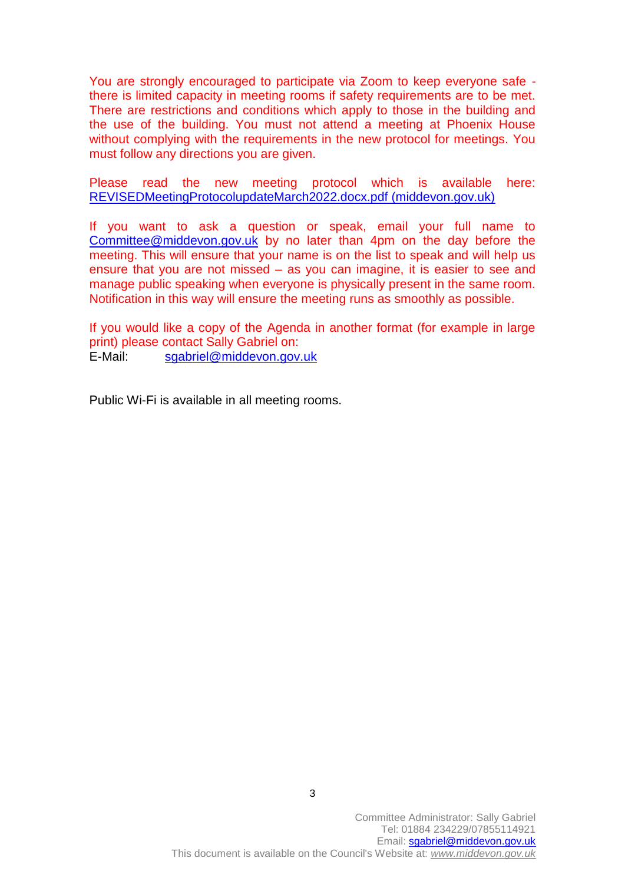You are strongly encouraged to participate via Zoom to keep everyone safe - there is limited capacity in meeting rooms if safety requirements are to be met. There are restrictions and conditions which apply to those in the building and the use of the building. You must not attend a meeting at Phoenix House without complying with the requirements in the new protocol for meetings. You must follow any directions you are given.

Please read the new meeting protocol which is available here: REVISEDMeetingProtocolupdateMarch2022.docx.pdf (middevon.gov.uk)

If you want to ask a question or speak, email your full name to Committee@middevon.gov.uk by no later than 4pm on the day before the meeting. This will ensure that your name is on the list to speak and will help us ensure that you are not missed – as you can imagine, it is easier to see and manage public speaking when everyone is physically present in the same room. Notification in this way will ensure the meeting runs as smoothly as possible.

If you would like a copy of the Agenda in another format (for example in large print) please contact Sally Gabriel on:
E-Mail: sgabriel@middevon.gov.uk

Public Wi-Fi is available in all meeting rooms.